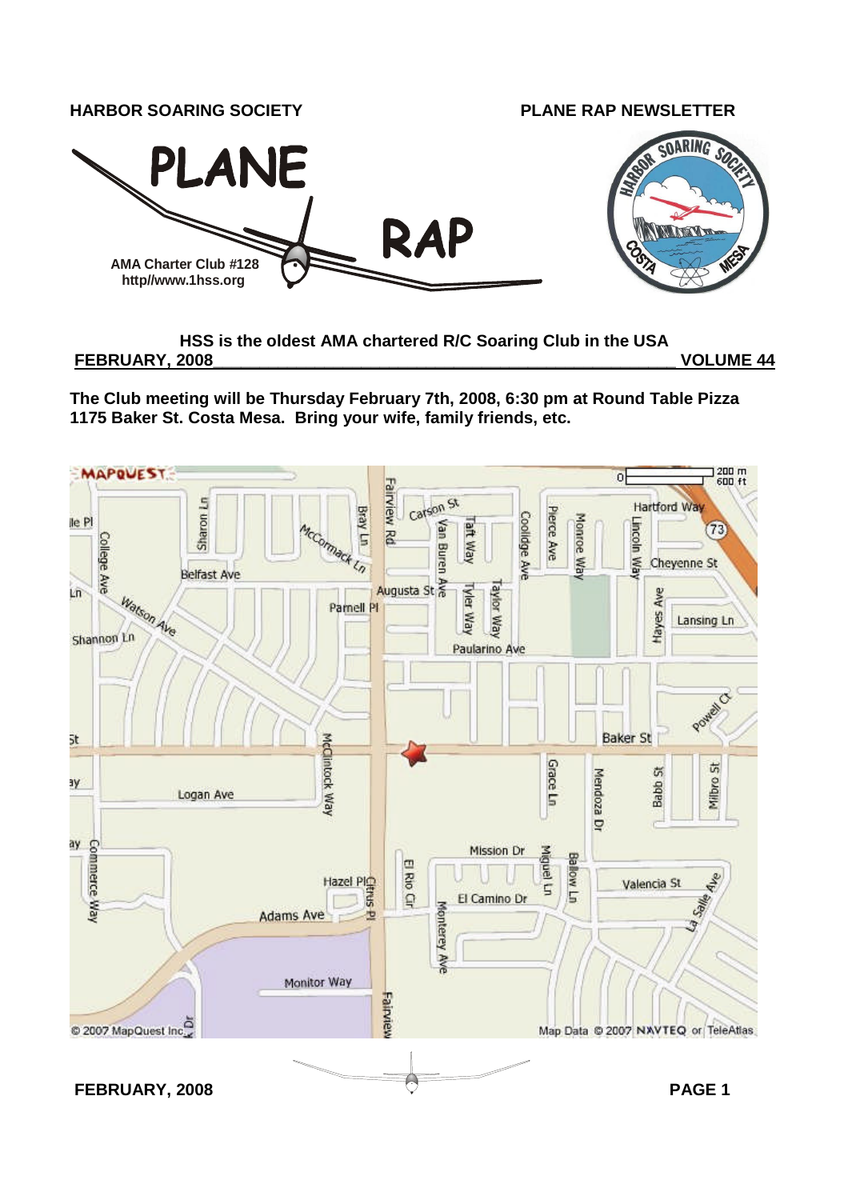**HARBOR SOARING SOCIETY** **PLANE RAP NEWSLETTER**

# PLANE RAP

AMA Charter Club #128
http//www.1hss.org

**HSS is the oldest AMA chartered R/C Soaring Club in the USA**

**FEBRUARY, 2008** **VOLUME 44**

**The Club meeting will be Thursday February 7th, 2008, 6:30 pm at Round Table Pizza 1175 Baker St. Costa Mesa. Bring your wife, family friends, etc.**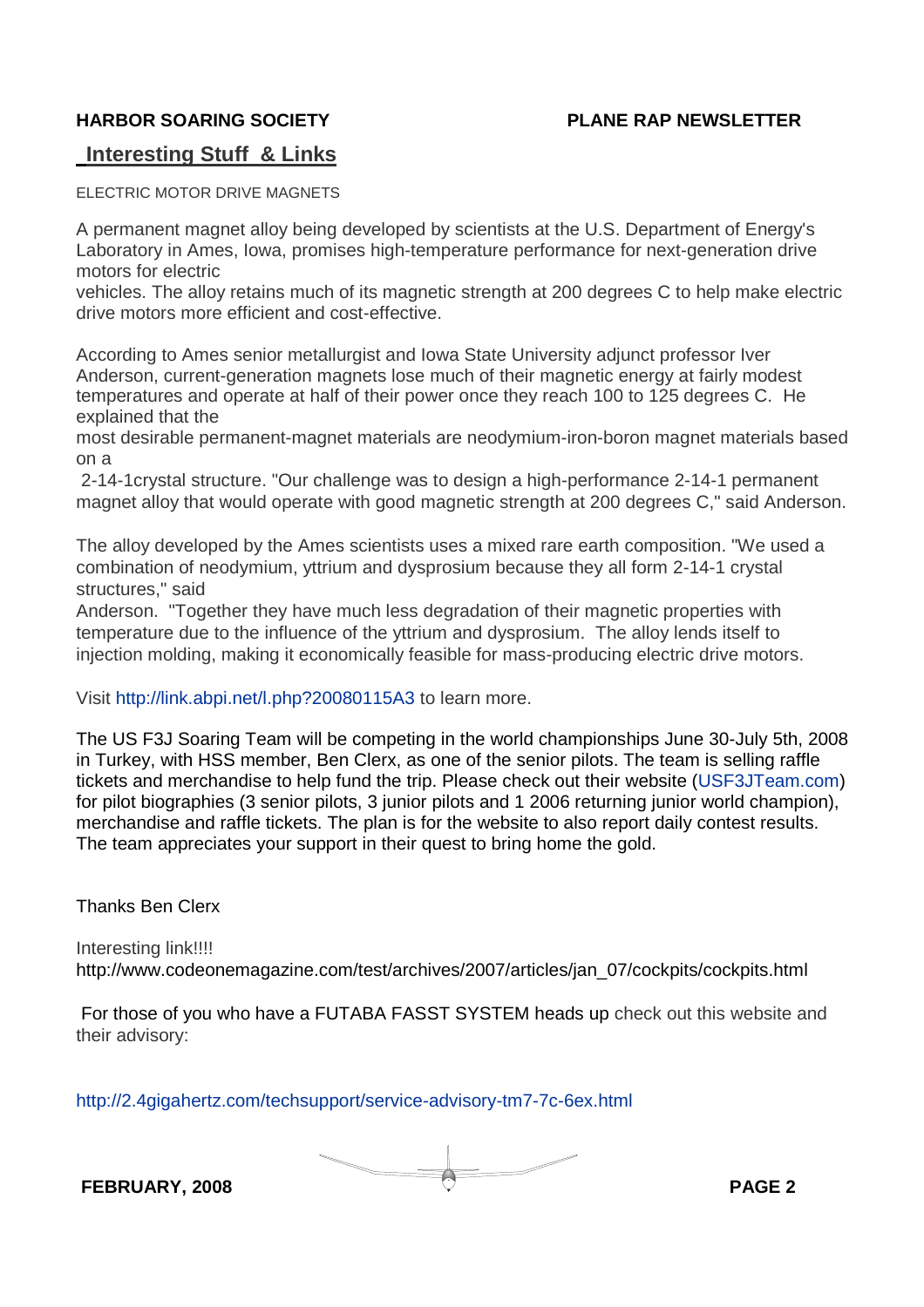## Interesting Stuff & Links

ELECTRIC MOTOR DRIVE MAGNETS

A permanent magnet alloy being developed by scientists at the U.S. Department of Energy's Laboratory in Ames, Iowa, promises high-temperature performance for next-generation drive motors for electric vehicles. The alloy retains much of its magnetic strength at 200 degrees C to help make electric drive motors more efficient and cost-effective.

According to Ames senior metallurgist and Iowa State University adjunct professor Iver Anderson, current-generation magnets lose much of their magnetic energy at fairly modest temperatures and operate at half of their power once they reach 100 to 125 degrees C. He explained that the most desirable permanent-magnet materials are neodymium-iron-boron magnet materials based on a 2-14-1crystal structure. "Our challenge was to design a high-performance 2-14-1 permanent magnet alloy that would operate with good magnetic strength at 200 degrees C," said Anderson.

The alloy developed by the Ames scientists uses a mixed rare earth composition. "We used a combination of neodymium, yttrium and dysprosium because they all form 2-14-1 crystal structures," said Anderson. "Together they have much less degradation of their magnetic properties with temperature due to the influence of the yttrium and dysprosium. The alloy lends itself to injection molding, making it economically feasible for mass-producing electric drive motors.

Visit http://link.abpi.net/l.php?20080115A3 to learn more.

The US F3J Soaring Team will be competing in the world championships June 30-July 5th, 2008 in Turkey, with HSS member, Ben Clerx, as one of the senior pilots. The team is selling raffle tickets and merchandise to help fund the trip. Please check out their website (USF3JTeam.com) for pilot biographies (3 senior pilots, 3 junior pilots and 1 2006 returning junior world champion), merchandise and raffle tickets. The plan is for the website to also report daily contest results. The team appreciates your support in their quest to bring home the gold.

Thanks Ben Clerx

Interesting link!!!!
http://www.codeonemagazine.com/test/archives/2007/articles/jan_07/cockpits/cockpits.html

For those of you who have a FUTABA FASST SYSTEM heads up check out this website and their advisory:

http://2.4gigahertz.com/techsupport/service-advisory-tm7-7c-6ex.html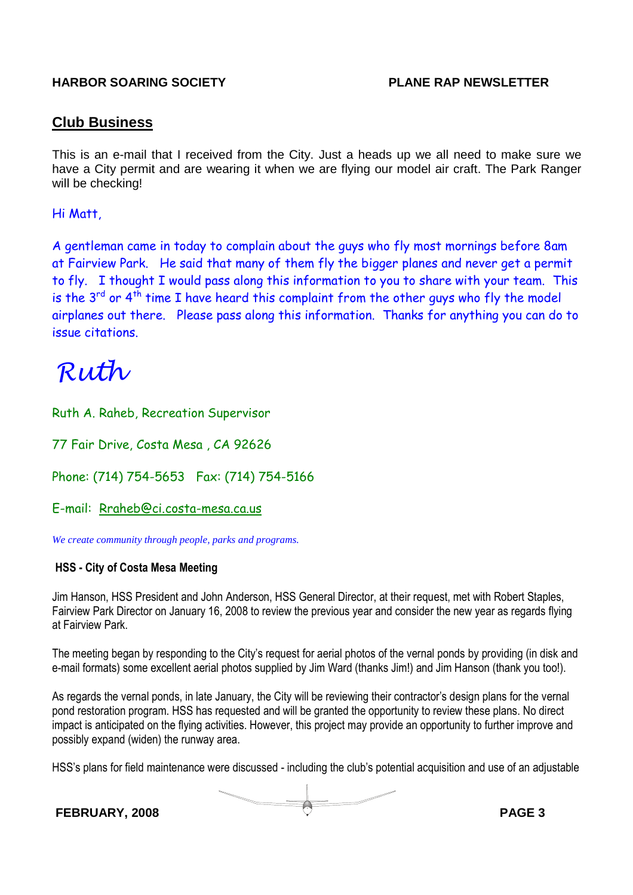## Club Business

This is an e-mail that I received from the City. Just a heads up we all need to make sure we have a City permit and are wearing it when we are flying our model air craft. The Park Ranger will be checking!

Hi Matt,

A gentleman came in today to complain about the guys who fly most mornings before 8am at Fairview Park. He said that many of them fly the bigger planes and never get a permit to fly. I thought I would pass along this information to you to share with your team. This is the 3rd or 4th time I have heard this complaint from the other guys who fly the model airplanes out there. Please pass along this information. Thanks for anything you can do to issue citations.

*Ruth*

Ruth A. Raheb, Recreation Supervisor

77 Fair Drive, Costa Mesa , CA 92626

Phone: (714) 754-5653 Fax: (714) 754-5166

E-mail: Rraheb@ci.costa-mesa.ca.us

*We create community through people, parks and programs.*

### HSS - City of Costa Mesa Meeting

Jim Hanson, HSS President and John Anderson, HSS General Director, at their request, met with Robert Staples, Fairview Park Director on January 16, 2008 to review the previous year and consider the new year as regards flying at Fairview Park.

The meeting began by responding to the City's request for aerial photos of the vernal ponds by providing (in disk and e-mail formats) some excellent aerial photos supplied by Jim Ward (thanks Jim!) and Jim Hanson (thank you too!).

As regards the vernal ponds, in late January, the City will be reviewing their contractor's design plans for the vernal pond restoration program. HSS has requested and will be granted the opportunity to review these plans. No direct impact is anticipated on the flying activities. However, this project may provide an opportunity to further improve and possibly expand (widen) the runway area.

HSS's plans for field maintenance were discussed - including the club's potential acquisition and use of an adjustable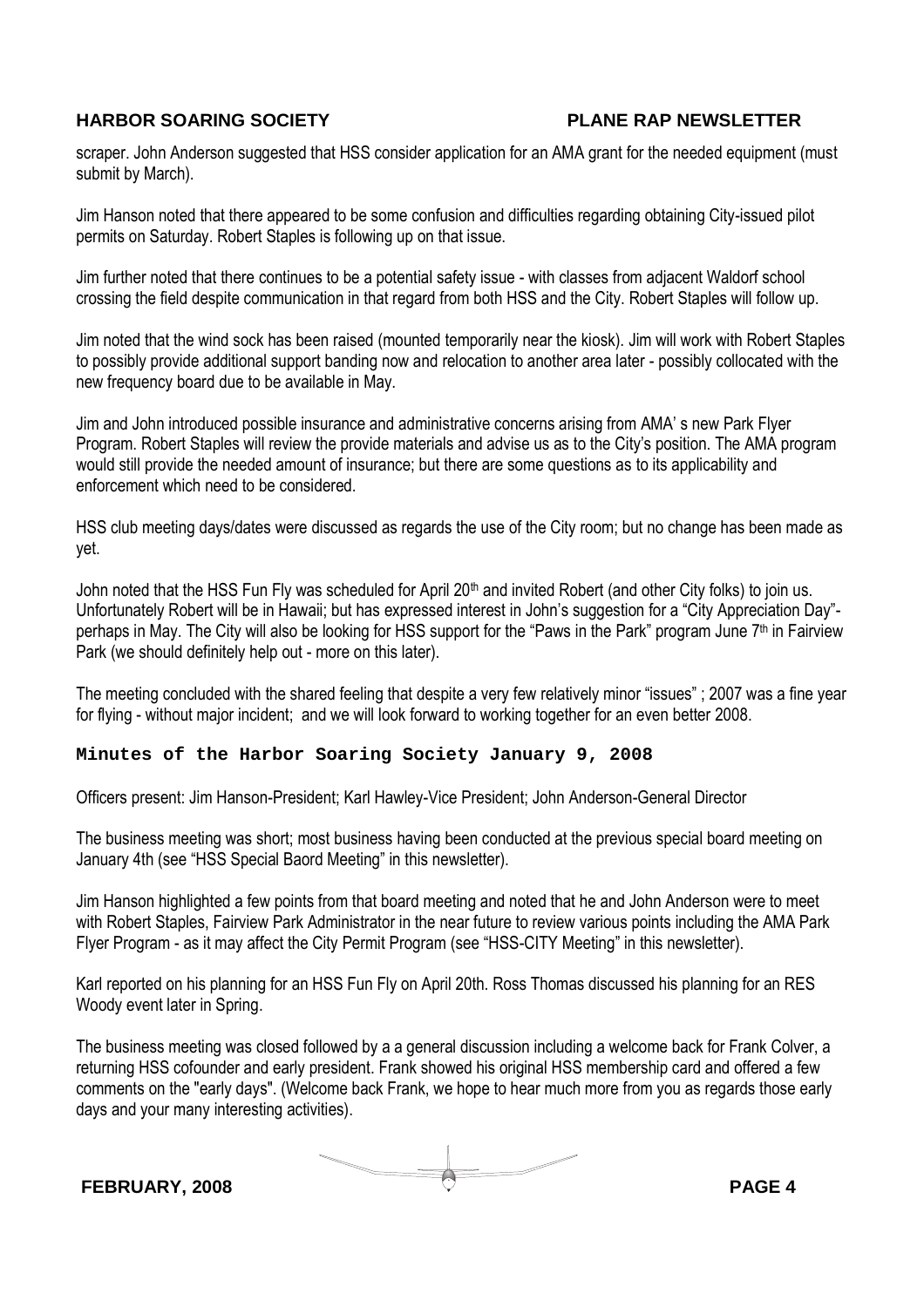scraper. John Anderson suggested that HSS consider application for an AMA grant for the needed equipment (must submit by March).

Jim Hanson noted that there appeared to be some confusion and difficulties regarding obtaining City-issued pilot permits on Saturday. Robert Staples is following up on that issue.

Jim further noted that there continues to be a potential safety issue - with classes from adjacent Waldorf school crossing the field despite communication in that regard from both HSS and the City. Robert Staples will follow up.

Jim noted that the wind sock has been raised (mounted temporarily near the kiosk). Jim will work with Robert Staples to possibly provide additional support banding now and relocation to another area later - possibly collocated with the new frequency board due to be available in May.

Jim and John introduced possible insurance and administrative concerns arising from AMA' s new Park Flyer Program. Robert Staples will review the provide materials and advise us as to the City's position. The AMA program would still provide the needed amount of insurance; but there are some questions as to its applicability and enforcement which need to be considered.

HSS club meeting days/dates were discussed as regards the use of the City room; but no change has been made as yet.

John noted that the HSS Fun Fly was scheduled for April 20th and invited Robert (and other City folks) to join us. Unfortunately Robert will be in Hawaii; but has expressed interest in John's suggestion for a "City Appreciation Day"- perhaps in May. The City will also be looking for HSS support for the "Paws in the Park" program June 7th in Fairview Park (we should definitely help out - more on this later).

The meeting concluded with the shared feeling that despite a very few relatively minor "issues" ; 2007 was a fine year for flying - without major incident; and we will look forward to working together for an even better 2008.

## Minutes of the Harbor Soaring Society January 9, 2008

Officers present: Jim Hanson-President; Karl Hawley-Vice President; John Anderson-General Director

The business meeting was short; most business having been conducted at the previous special board meeting on January 4th (see "HSS Special Baord Meeting" in this newsletter).

Jim Hanson highlighted a few points from that board meeting and noted that he and John Anderson were to meet with Robert Staples, Fairview Park Administrator in the near future to review various points including the AMA Park Flyer Program - as it may affect the City Permit Program (see "HSS-CITY Meeting" in this newsletter).

Karl reported on his planning for an HSS Fun Fly on April 20th. Ross Thomas discussed his planning for an RES Woody event later in Spring.

The business meeting was closed followed by a a general discussion including a welcome back for Frank Colver, a returning HSS cofounder and early president. Frank showed his original HSS membership card and offered a few comments on the "early days". (Welcome back Frank, we hope to hear much more from you as regards those early days and your many interesting activities).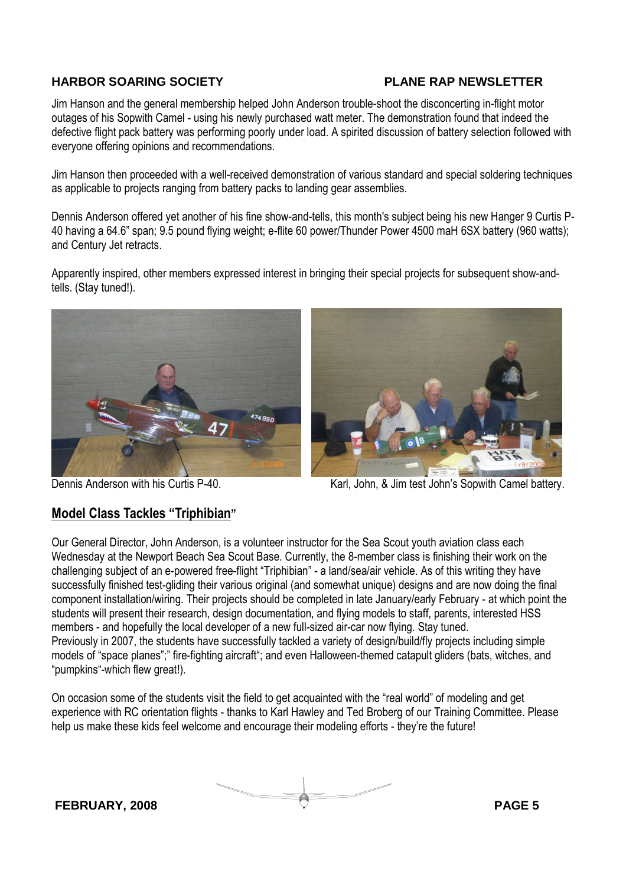Jim Hanson and the general membership helped John Anderson trouble-shoot the disconcerting in-flight motor outages of his Sopwith Camel - using his newly purchased watt meter. The demonstration found that indeed the defective flight pack battery was performing poorly under load. A spirited discussion of battery selection followed with everyone offering opinions and recommendations.

Jim Hanson then proceeded with a well-received demonstration of various standard and special soldering techniques as applicable to projects ranging from battery packs to landing gear assemblies.

Dennis Anderson offered yet another of his fine show-and-tells, this month's subject being his new Hanger 9 Curtis P-40 having a 64.6" span; 9.5 pound flying weight; e-flite 60 power/Thunder Power 4500 maH 6SX battery (960 watts); and Century Jet retracts.

Apparently inspired, other members expressed interest in bringing their special projects for subsequent show-and-tells. (Stay tuned!).

Dennis Anderson with his Curtis P-40.

Karl, John, & Jim test John's Sopwith Camel battery.

## Model Class Tackles "Triphibian"

Our General Director, John Anderson, is a volunteer instructor for the Sea Scout youth aviation class each Wednesday at the Newport Beach Sea Scout Base. Currently, the 8-member class is finishing their work on the challenging subject of an e-powered free-flight "Triphibian" - a land/sea/air vehicle. As of this writing they have successfully finished test-gliding their various original (and somewhat unique) designs and are now doing the final component installation/wiring. Their projects should be completed in late January/early February - at which point the students will present their research, design documentation, and flying models to staff, parents, interested HSS members - and hopefully the local developer of a new full-sized air-car now flying. Stay tuned.
Previously in 2007, the students have successfully tackled a variety of design/build/fly projects including simple models of "space planes";" fire-fighting aircraft"; and even Halloween-themed catapult gliders (bats, witches, and "pumpkins"-which flew great!).

On occasion some of the students visit the field to get acquainted with the "real world" of modeling and get experience with RC orientation flights - thanks to Karl Hawley and Ted Broberg of our Training Committee. Please help us make these kids feel welcome and encourage their modeling efforts - they're the future!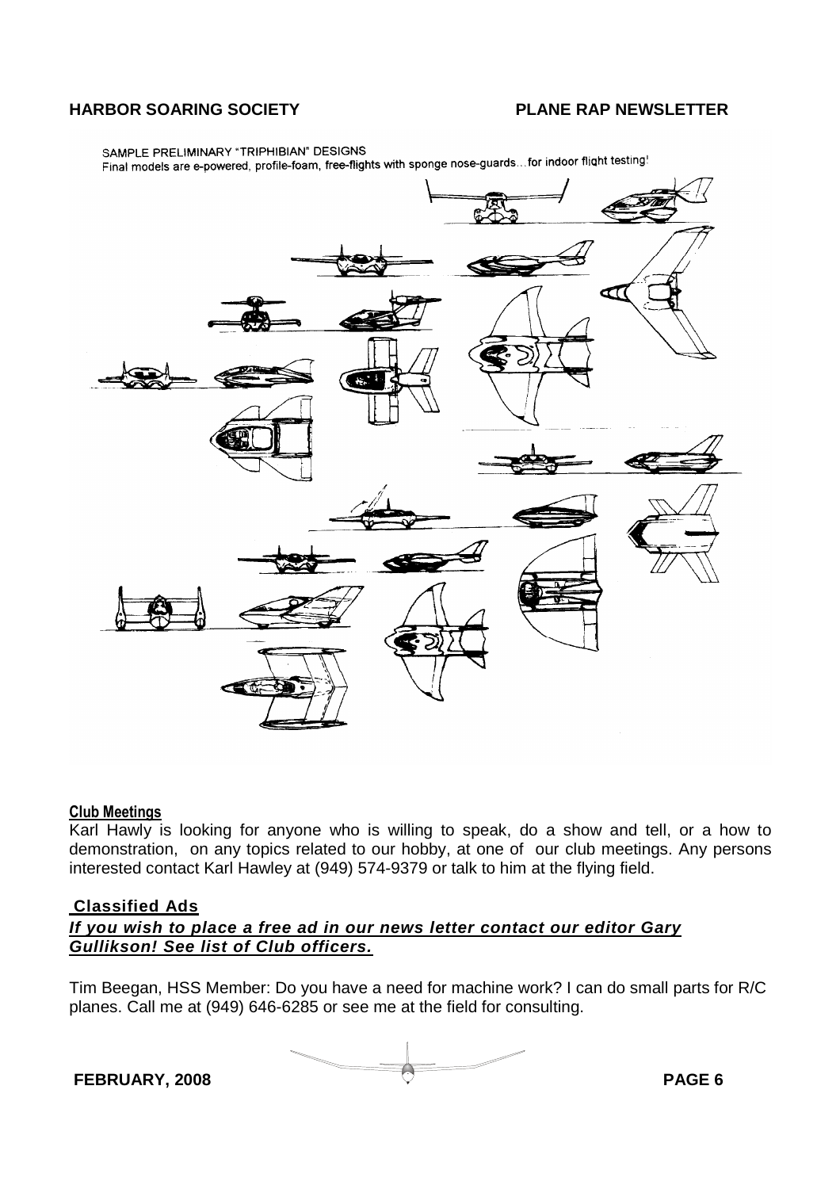SAMPLE PRELIMINARY "TRIPHIBIAN" DESIGNS
Final models are e-powered, profile-foam, free-flights with sponge nose-guards…for indoor flight testing!

## Club Meetings

Karl Hawly is looking for anyone who is willing to speak, do a show and tell, or a how to demonstration, on any topics related to our hobby, at one of our club meetings. Any persons interested contact Karl Hawley at (949) 574-9379 or talk to him at the flying field.

## Classified Ads

***If you wish to place a free ad in our news letter contact our editor Gary Gullikson! See list of Club officers.***

Tim Beegan, HSS Member: Do you have a need for machine work? I can do small parts for R/C planes. Call me at (949) 646-6285 or see me at the field for consulting.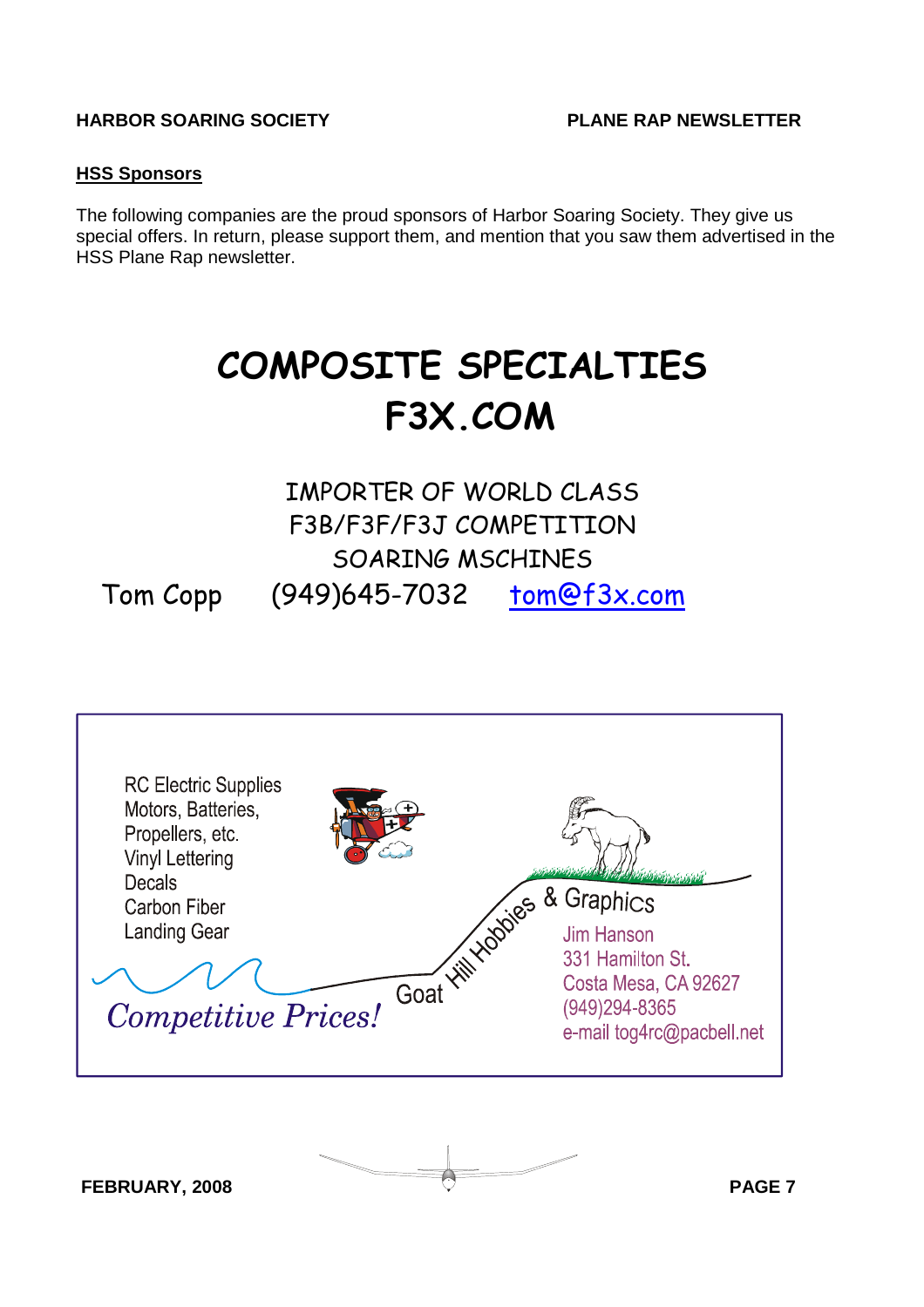## HSS Sponsors

The following companies are the proud sponsors of Harbor Soaring Society. They give us special offers. In return, please support them, and mention that you saw them advertised in the HSS Plane Rap newsletter.

# COMPOSITE SPECIALTIES
# F3X.COM

IMPORTER OF WORLD CLASS
F3B/F3F/F3J COMPETITION
SOARING MSCHINES

Tom Copp (949)645-7032 tom@f3x.com

RC Electric Supplies
Motors, Batteries,
Propellers, etc.
Vinyl Lettering
Decals
Carbon Fiber
Landing Gear

*Competitive Prices!*

Goat Hill Hobbies & Graphics

Jim Hanson
331 Hamilton St.
Costa Mesa, CA 92627
(949)294-8365
e-mail tog4rc@pacbell.net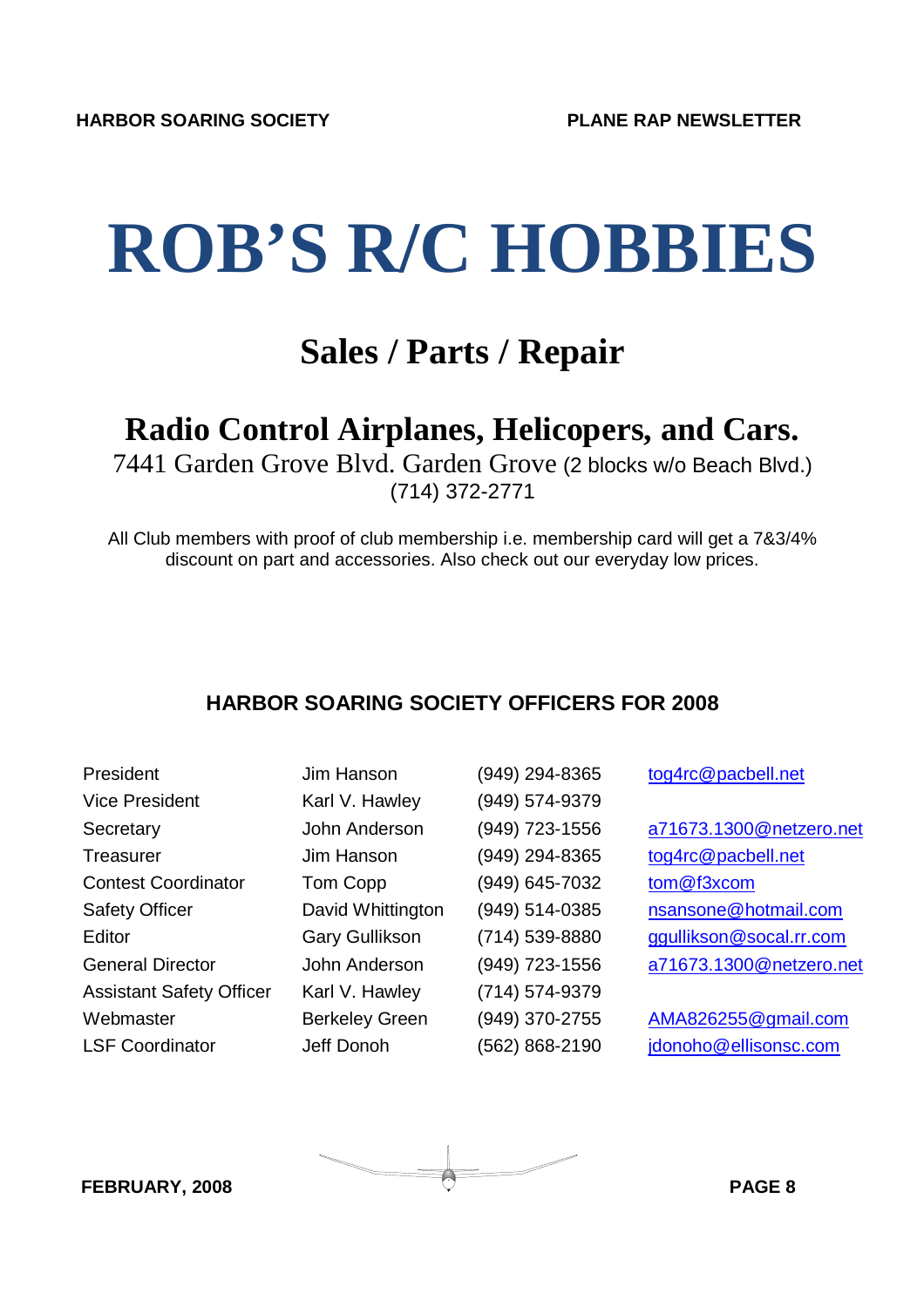# ROB'S R/C HOBBIES

## Sales / Parts / Repair

## Radio Control Airplanes, Helicopers, and Cars.

7441 Garden Grove Blvd. Garden Grove (2 blocks w/o Beach Blvd.)
(714) 372-2771

All Club members with proof of club membership i.e. membership card will get a 7&3/4% discount on part and accessories. Also check out our everyday low prices.

### HARBOR SOARING SOCIETY OFFICERS FOR 2008

| | | | |
|---|---|---|---|
| President | Jim Hanson | (949) 294-8365 | tog4rc@pacbell.net |
| Vice President | Karl V. Hawley | (949) 574-9379 | |
| Secretary | John Anderson | (949) 723-1556 | a71673.1300@netzero.net |
| Treasurer | Jim Hanson | (949) 294-8365 | tog4rc@pacbell.net |
| Contest Coordinator | Tom Copp | (949) 645-7032 | tom@f3xcom |
| Safety Officer | David Whittington | (949) 514-0385 | nsansone@hotmail.com |
| Editor | Gary Gullikson | (714) 539-8880 | ggullikson@socal.rr.com |
| General Director | John Anderson | (949) 723-1556 | a71673.1300@netzero.net |
| Assistant Safety Officer | Karl V. Hawley | (714) 574-9379 | |
| Webmaster | Berkeley Green | (949) 370-2755 | AMA826255@gmail.com |
| LSF Coordinator | Jeff Donoh | (562) 868-2190 | jdonoho@ellisonsc.com |